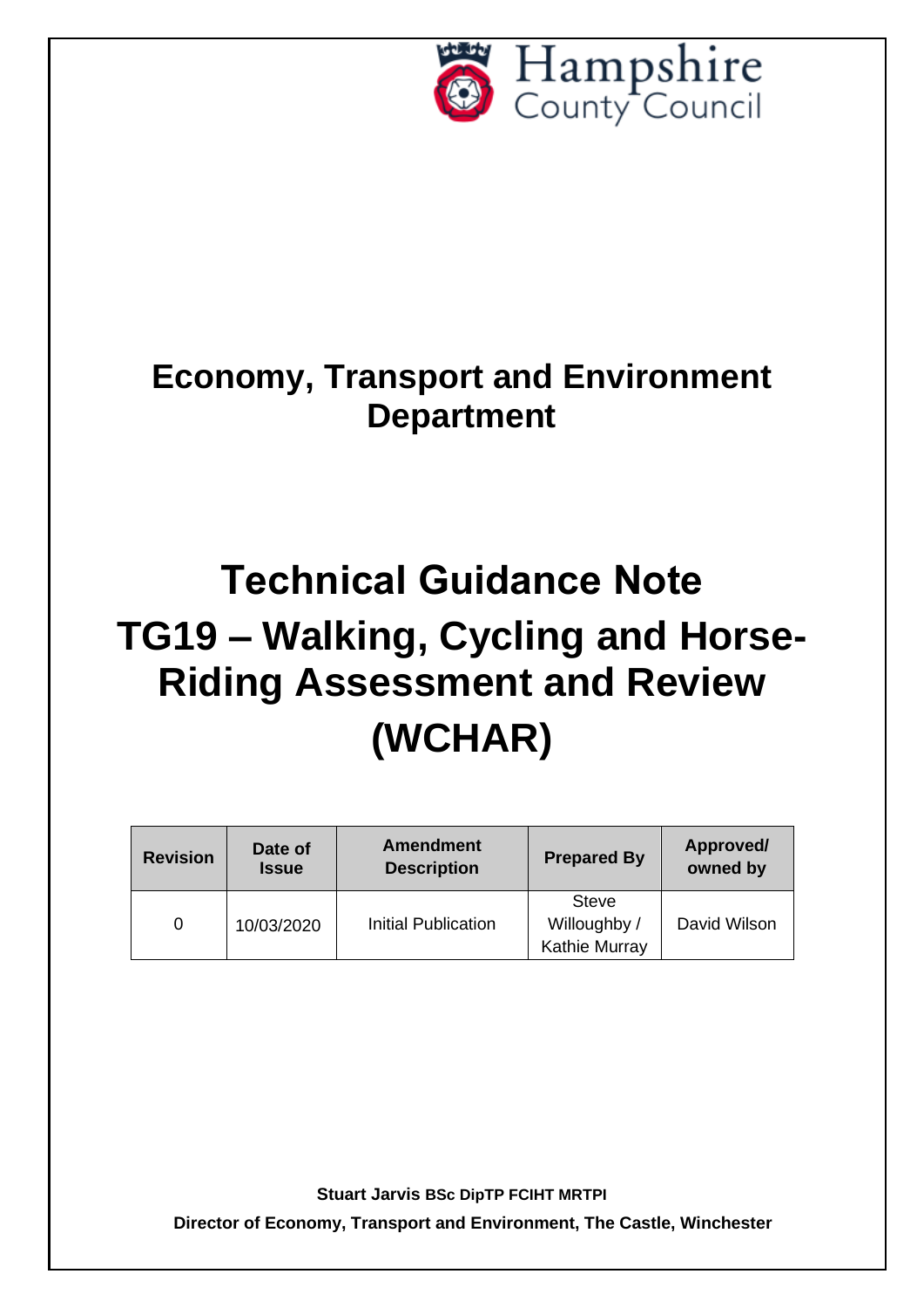Hampshire County Council

# Economy, Transport and Environment Department

# Technical Guidance Note TG19 – Walking, Cycling and Horse-Riding Assessment and Review (WCHAR)

| Revision | Date of Issue | Amendment Description | Prepared By | Approved/ owned by |
|---|---|---|---|---|
| 0 | 10/03/2020 | Initial Publication | Steve Willoughby / Kathie Murray | David Wilson |

**Stuart Jarvis BSc DipTP FCIHT MRTPI**

**Director of Economy, Transport and Environment, The Castle, Winchester**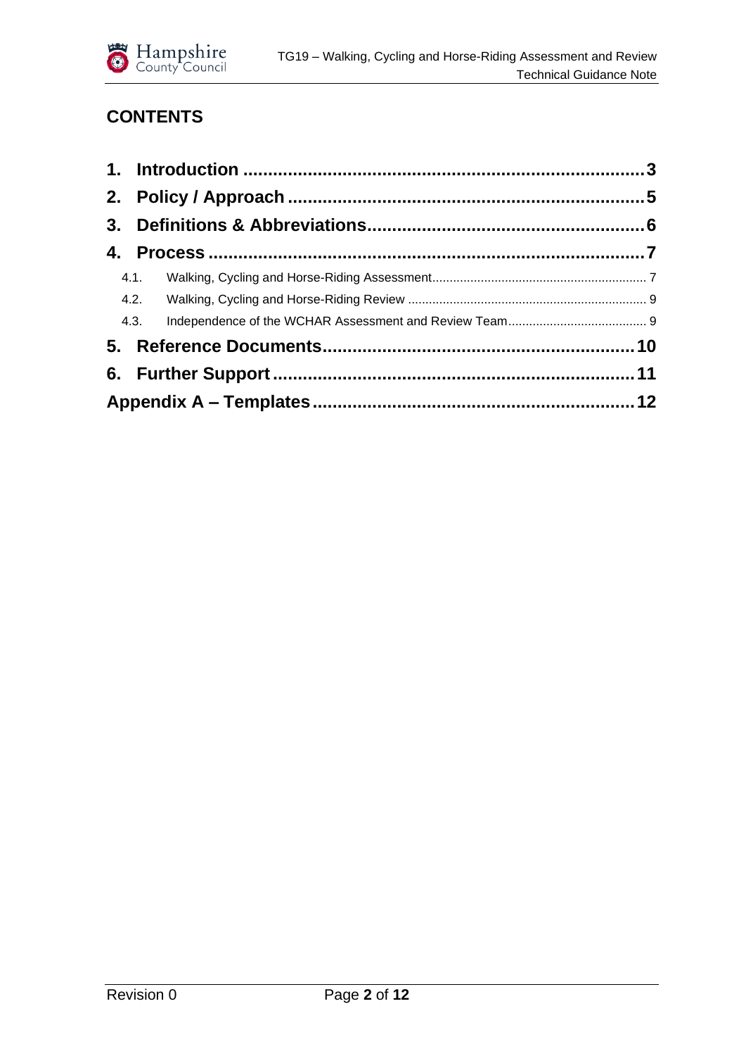## CONTENTS

| | |
|---|---|
| **1. Introduction** | **3** |
| **2. Policy / Approach** | **5** |
| **3. Definitions & Abbreviations** | **6** |
| **4. Process** | **7** |
| 4.1. Walking, Cycling and Horse-Riding Assessment | 7 |
| 4.2. Walking, Cycling and Horse-Riding Review | 9 |
| 4.3. Independence of the WCHAR Assessment and Review Team | 9 |
| **5. Reference Documents** | **10** |
| **6. Further Support** | **11** |
| **Appendix A – Templates** | **12** |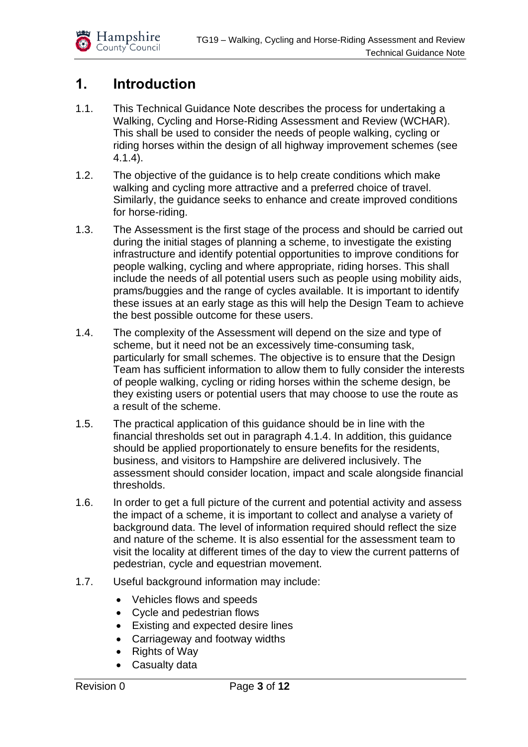# 1. Introduction

1.1. This Technical Guidance Note describes the process for undertaking a Walking, Cycling and Horse-Riding Assessment and Review (WCHAR). This shall be used to consider the needs of people walking, cycling or riding horses within the design of all highway improvement schemes (see 4.1.4).

1.2. The objective of the guidance is to help create conditions which make walking and cycling more attractive and a preferred choice of travel. Similarly, the guidance seeks to enhance and create improved conditions for horse-riding.

1.3. The Assessment is the first stage of the process and should be carried out during the initial stages of planning a scheme, to investigate the existing infrastructure and identify potential opportunities to improve conditions for people walking, cycling and where appropriate, riding horses. This shall include the needs of all potential users such as people using mobility aids, prams/buggies and the range of cycles available. It is important to identify these issues at an early stage as this will help the Design Team to achieve the best possible outcome for these users.

1.4. The complexity of the Assessment will depend on the size and type of scheme, but it need not be an excessively time-consuming task, particularly for small schemes. The objective is to ensure that the Design Team has sufficient information to allow them to fully consider the interests of people walking, cycling or riding horses within the scheme design, be they existing users or potential users that may choose to use the route as a result of the scheme.

1.5. The practical application of this guidance should be in line with the financial thresholds set out in paragraph 4.1.4. In addition, this guidance should be applied proportionately to ensure benefits for the residents, business, and visitors to Hampshire are delivered inclusively. The assessment should consider location, impact and scale alongside financial thresholds.

1.6. In order to get a full picture of the current and potential activity and assess the impact of a scheme, it is important to collect and analyse a variety of background data. The level of information required should reflect the size and nature of the scheme. It is also essential for the assessment team to visit the locality at different times of the day to view the current patterns of pedestrian, cycle and equestrian movement.

1.7. Useful background information may include:

- Vehicles flows and speeds
- Cycle and pedestrian flows
- Existing and expected desire lines
- Carriageway and footway widths
- Rights of Way
- Casualty data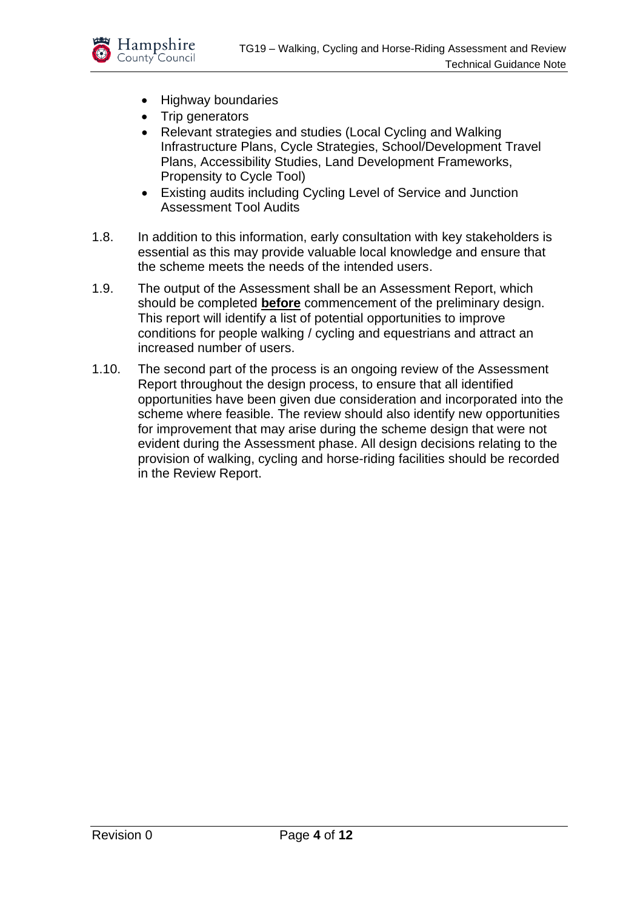- Highway boundaries
- Trip generators
- Relevant strategies and studies (Local Cycling and Walking Infrastructure Plans, Cycle Strategies, School/Development Travel Plans, Accessibility Studies, Land Development Frameworks, Propensity to Cycle Tool)
- Existing audits including Cycling Level of Service and Junction Assessment Tool Audits

1.8. In addition to this information, early consultation with key stakeholders is essential as this may provide valuable local knowledge and ensure that the scheme meets the needs of the intended users.

1.9. The output of the Assessment shall be an Assessment Report, which should be completed **before** commencement of the preliminary design. This report will identify a list of potential opportunities to improve conditions for people walking / cycling and equestrians and attract an increased number of users.

1.10. The second part of the process is an ongoing review of the Assessment Report throughout the design process, to ensure that all identified opportunities have been given due consideration and incorporated into the scheme where feasible. The review should also identify new opportunities for improvement that may arise during the scheme design that were not evident during the Assessment phase. All design decisions relating to the provision of walking, cycling and horse-riding facilities should be recorded in the Review Report.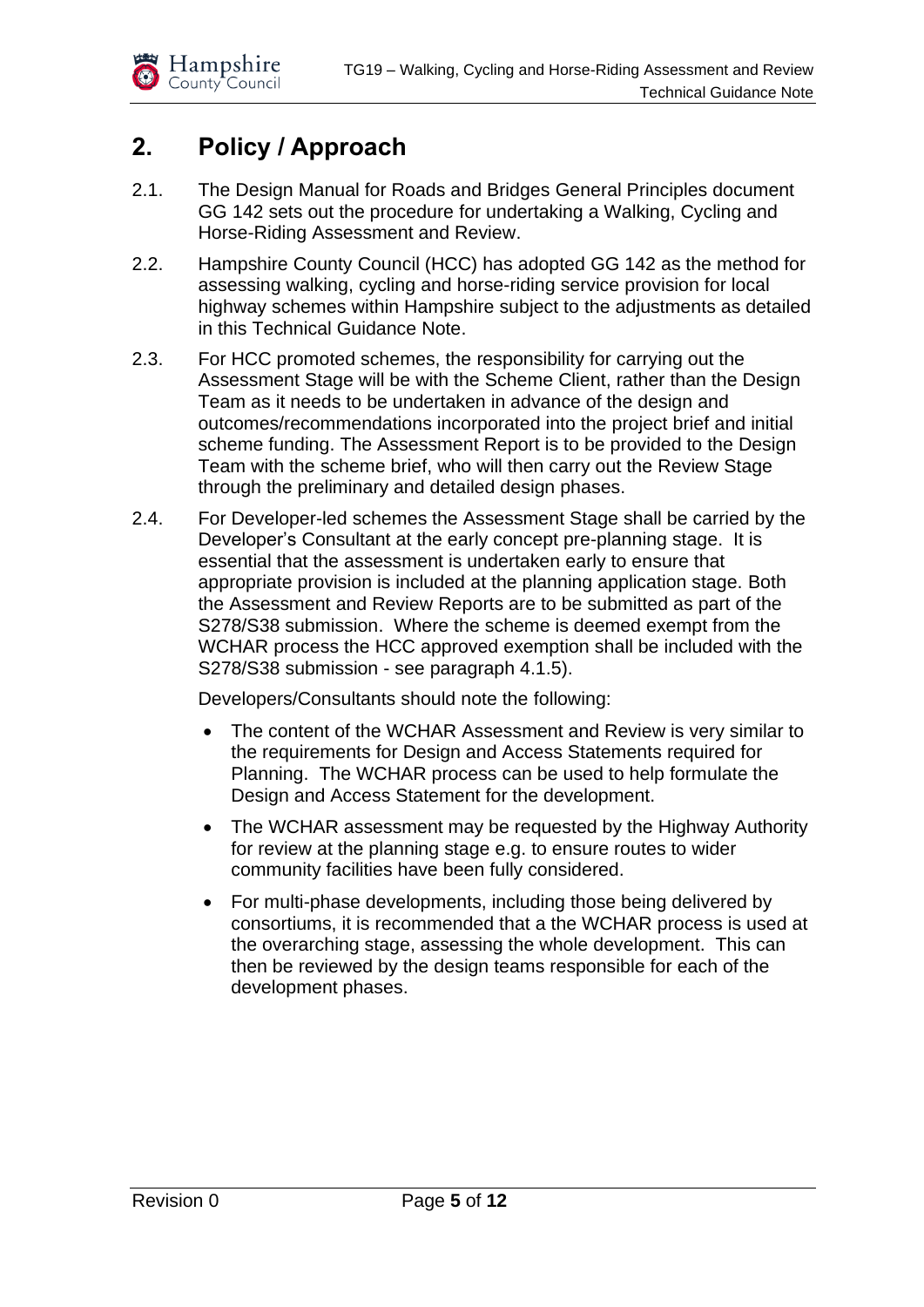## 2. Policy / Approach

2.1. The Design Manual for Roads and Bridges General Principles document GG 142 sets out the procedure for undertaking a Walking, Cycling and Horse-Riding Assessment and Review.

2.2. Hampshire County Council (HCC) has adopted GG 142 as the method for assessing walking, cycling and horse-riding service provision for local highway schemes within Hampshire subject to the adjustments as detailed in this Technical Guidance Note.

2.3. For HCC promoted schemes, the responsibility for carrying out the Assessment Stage will be with the Scheme Client, rather than the Design Team as it needs to be undertaken in advance of the design and outcomes/recommendations incorporated into the project brief and initial scheme funding. The Assessment Report is to be provided to the Design Team with the scheme brief, who will then carry out the Review Stage through the preliminary and detailed design phases.

2.4. For Developer-led schemes the Assessment Stage shall be carried by the Developer's Consultant at the early concept pre-planning stage. It is essential that the assessment is undertaken early to ensure that appropriate provision is included at the planning application stage. Both the Assessment and Review Reports are to be submitted as part of the S278/S38 submission. Where the scheme is deemed exempt from the WCHAR process the HCC approved exemption shall be included with the S278/S38 submission - see paragraph 4.1.5).

Developers/Consultants should note the following:

- The content of the WCHAR Assessment and Review is very similar to the requirements for Design and Access Statements required for Planning. The WCHAR process can be used to help formulate the Design and Access Statement for the development.
- The WCHAR assessment may be requested by the Highway Authority for review at the planning stage e.g. to ensure routes to wider community facilities have been fully considered.
- For multi-phase developments, including those being delivered by consortiums, it is recommended that a the WCHAR process is used at the overarching stage, assessing the whole development. This can then be reviewed by the design teams responsible for each of the development phases.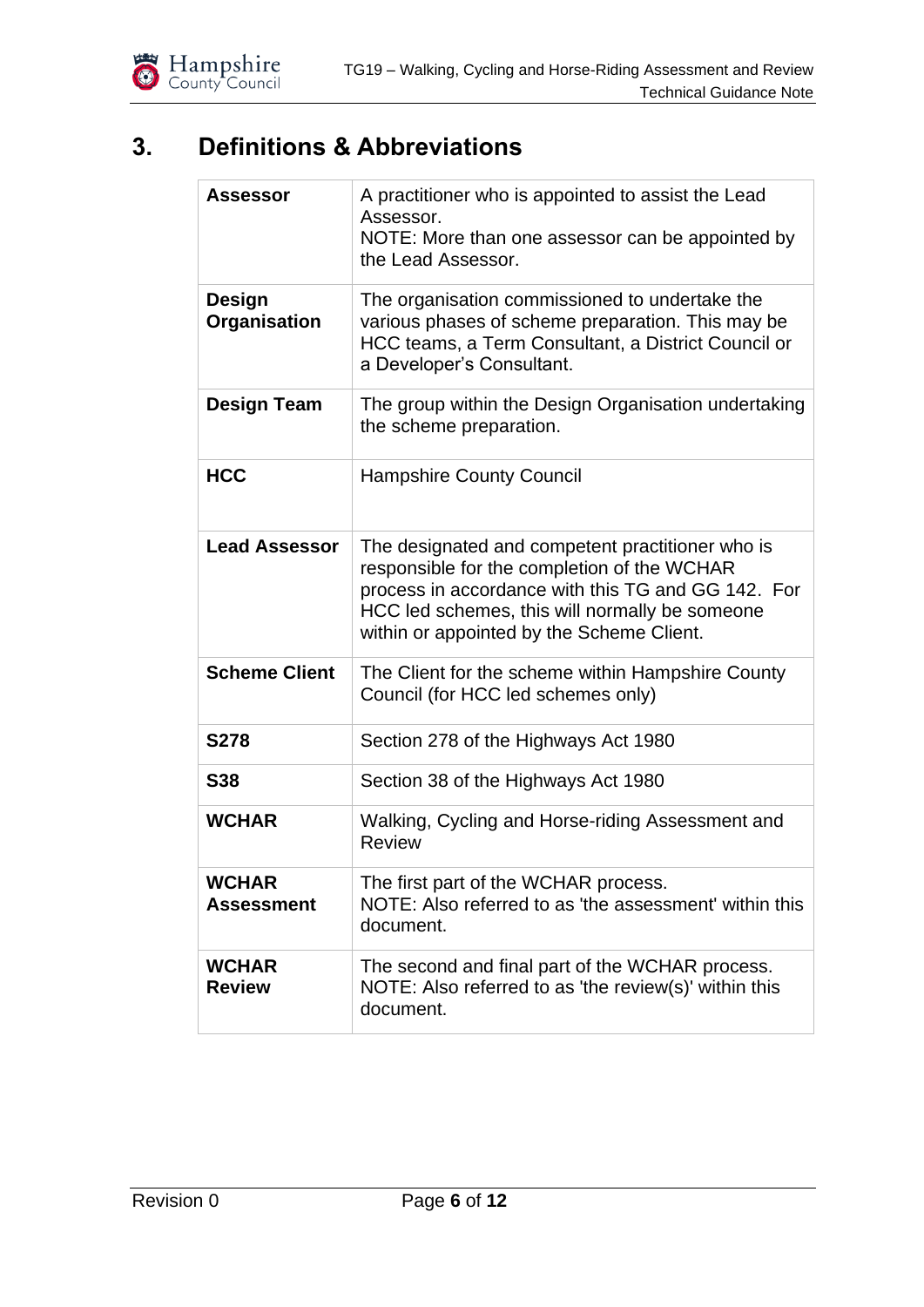## 3. Definitions & Abbreviations

| | |
|---|---|
| **Assessor** | A practitioner who is appointed to assist the Lead Assessor.<br>NOTE: More than one assessor can be appointed by the Lead Assessor. |
| **Design Organisation** | The organisation commissioned to undertake the various phases of scheme preparation. This may be HCC teams, a Term Consultant, a District Council or a Developer's Consultant. |
| **Design Team** | The group within the Design Organisation undertaking the scheme preparation. |
| **HCC** | Hampshire County Council |
| **Lead Assessor** | The designated and competent practitioner who is responsible for the completion of the WCHAR process in accordance with this TG and GG 142. For HCC led schemes, this will normally be someone within or appointed by the Scheme Client. |
| **Scheme Client** | The Client for the scheme within Hampshire County Council (for HCC led schemes only) |
| **S278** | Section 278 of the Highways Act 1980 |
| **S38** | Section 38 of the Highways Act 1980 |
| **WCHAR** | Walking, Cycling and Horse-riding Assessment and Review |
| **WCHAR Assessment** | The first part of the WCHAR process.<br>NOTE: Also referred to as 'the assessment' within this document. |
| **WCHAR Review** | The second and final part of the WCHAR process.<br>NOTE: Also referred to as 'the review(s)' within this document. |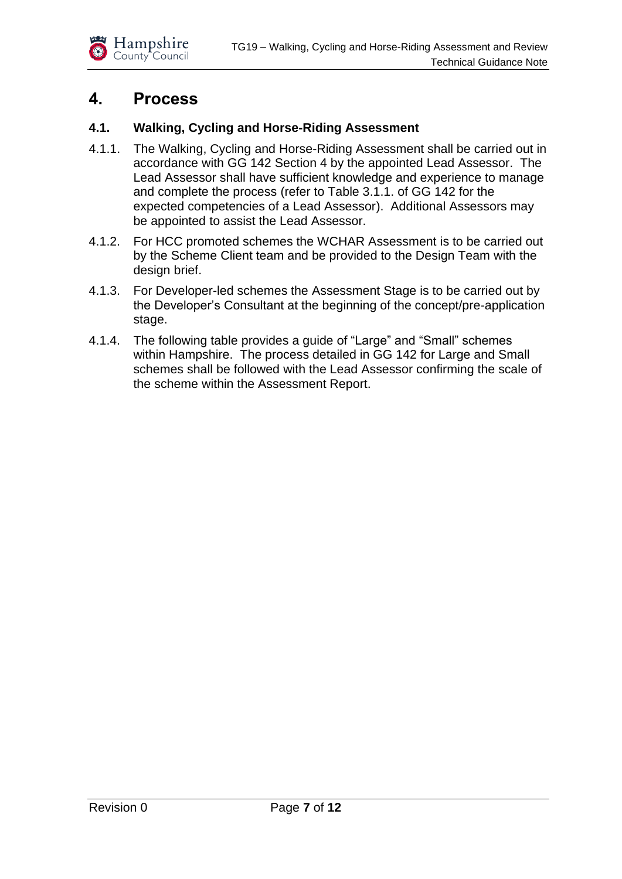# 4. Process

## 4.1. Walking, Cycling and Horse-Riding Assessment

4.1.1. The Walking, Cycling and Horse-Riding Assessment shall be carried out in accordance with GG 142 Section 4 by the appointed Lead Assessor. The Lead Assessor shall have sufficient knowledge and experience to manage and complete the process (refer to Table 3.1.1. of GG 142 for the expected competencies of a Lead Assessor). Additional Assessors may be appointed to assist the Lead Assessor.

4.1.2. For HCC promoted schemes the WCHAR Assessment is to be carried out by the Scheme Client team and be provided to the Design Team with the design brief.

4.1.3. For Developer-led schemes the Assessment Stage is to be carried out by the Developer's Consultant at the beginning of the concept/pre-application stage.

4.1.4. The following table provides a guide of "Large" and "Small" schemes within Hampshire. The process detailed in GG 142 for Large and Small schemes shall be followed with the Lead Assessor confirming the scale of the scheme within the Assessment Report.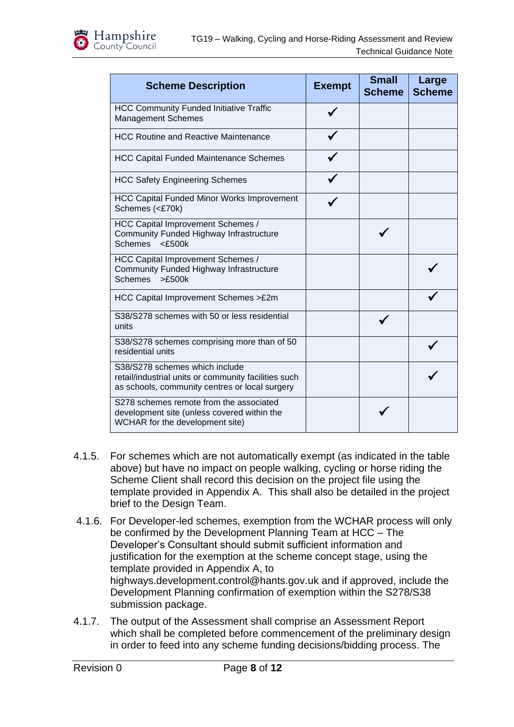| Scheme Description | Exempt | Small Scheme | Large Scheme |
|---|---|---|---|
| HCC Community Funded Initiative Traffic Management Schemes | ✓ | | |
| HCC Routine and Reactive Maintenance | ✓ | | |
| HCC Capital Funded Maintenance Schemes | ✓ | | |
| HCC Safety Engineering Schemes | ✓ | | |
| HCC Capital Funded Minor Works Improvement Schemes (<£70k) | ✓ | | |
| HCC Capital Improvement Schemes / Community Funded Highway Infrastructure Schemes <£500k | | ✓ | |
| HCC Capital Improvement Schemes / Community Funded Highway Infrastructure Schemes >£500k | | | ✓ |
| HCC Capital Improvement Schemes >£2m | | | ✓ |
| S38/S278 schemes with 50 or less residential units | | ✓ | |
| S38/S278 schemes comprising more than of 50 residential units | | | ✓ |
| S38/S278 schemes which include retail/industrial units or community facilities such as schools, community centres or local surgery | | | ✓ |
| S278 schemes remote from the associated development site (unless covered within the WCHAR for the development site) | | ✓ | |

4.1.5. For schemes which are not automatically exempt (as indicated in the table above) but have no impact on people walking, cycling or horse riding the Scheme Client shall record this decision on the project file using the template provided in Appendix A. This shall also be detailed in the project brief to the Design Team.

4.1.6. For Developer-led schemes, exemption from the WCHAR process will only be confirmed by the Development Planning Team at HCC – The Developer's Consultant should submit sufficient information and justification for the exemption at the scheme concept stage, using the template provided in Appendix A, to highways.development.control@hants.gov.uk and if approved, include the Development Planning confirmation of exemption within the S278/S38 submission package.

4.1.7. The output of the Assessment shall comprise an Assessment Report which shall be completed before commencement of the preliminary design in order to feed into any scheme funding decisions/bidding process. The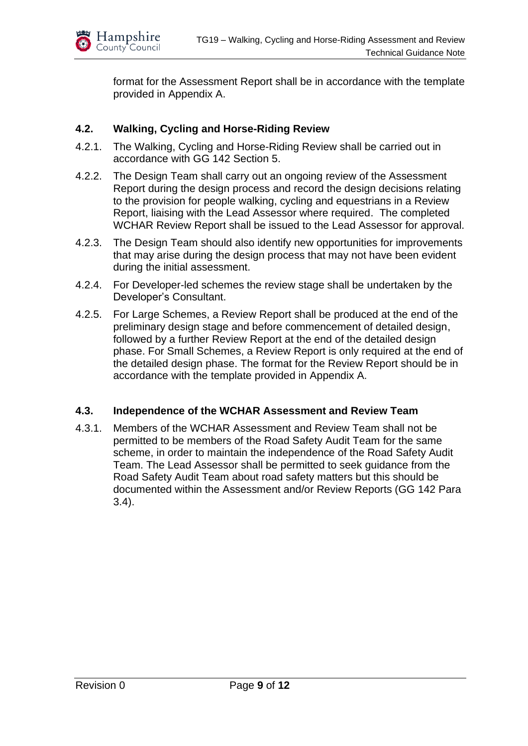format for the Assessment Report shall be in accordance with the template provided in Appendix A.

### 4.2. Walking, Cycling and Horse-Riding Review

4.2.1. The Walking, Cycling and Horse-Riding Review shall be carried out in accordance with GG 142 Section 5.

4.2.2. The Design Team shall carry out an ongoing review of the Assessment Report during the design process and record the design decisions relating to the provision for people walking, cycling and equestrians in a Review Report, liaising with the Lead Assessor where required. The completed WCHAR Review Report shall be issued to the Lead Assessor for approval.

4.2.3. The Design Team should also identify new opportunities for improvements that may arise during the design process that may not have been evident during the initial assessment.

4.2.4. For Developer-led schemes the review stage shall be undertaken by the Developer's Consultant.

4.2.5. For Large Schemes, a Review Report shall be produced at the end of the preliminary design stage and before commencement of detailed design, followed by a further Review Report at the end of the detailed design phase. For Small Schemes, a Review Report is only required at the end of the detailed design phase. The format for the Review Report should be in accordance with the template provided in Appendix A.

### 4.3. Independence of the WCHAR Assessment and Review Team

4.3.1. Members of the WCHAR Assessment and Review Team shall not be permitted to be members of the Road Safety Audit Team for the same scheme, in order to maintain the independence of the Road Safety Audit Team. The Lead Assessor shall be permitted to seek guidance from the Road Safety Audit Team about road safety matters but this should be documented within the Assessment and/or Review Reports (GG 142 Para 3.4).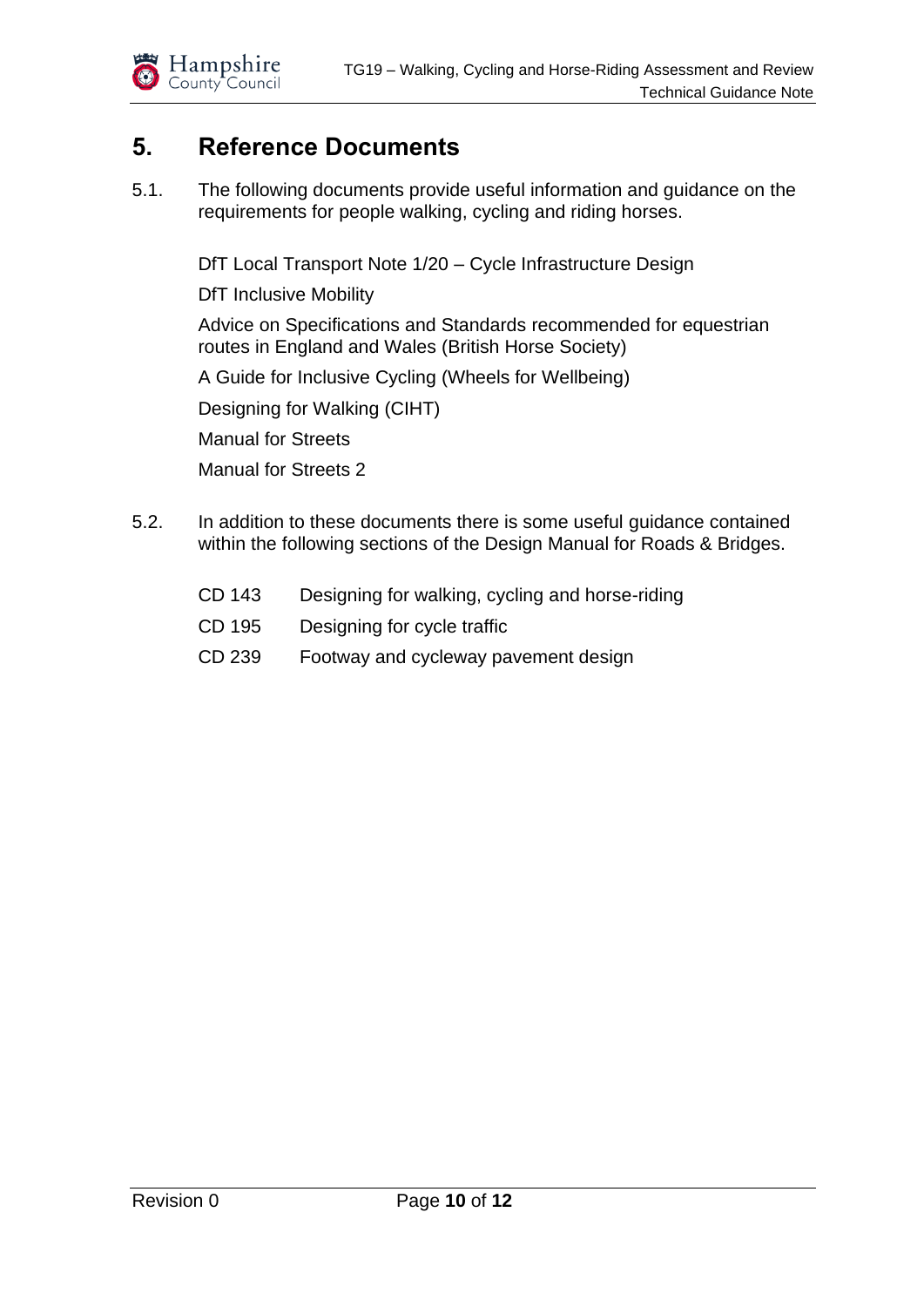## 5. Reference Documents

5.1. The following documents provide useful information and guidance on the requirements for people walking, cycling and riding horses.

DfT Local Transport Note 1/20 – Cycle Infrastructure Design

DfT Inclusive Mobility

Advice on Specifications and Standards recommended for equestrian routes in England and Wales (British Horse Society)

A Guide for Inclusive Cycling (Wheels for Wellbeing)

Designing for Walking (CIHT)

Manual for Streets

Manual for Streets 2

5.2. In addition to these documents there is some useful guidance contained within the following sections of the Design Manual for Roads & Bridges.

| | |
|---|---|
| CD 143 | Designing for walking, cycling and horse-riding |
| CD 195 | Designing for cycle traffic |
| CD 239 | Footway and cycleway pavement design |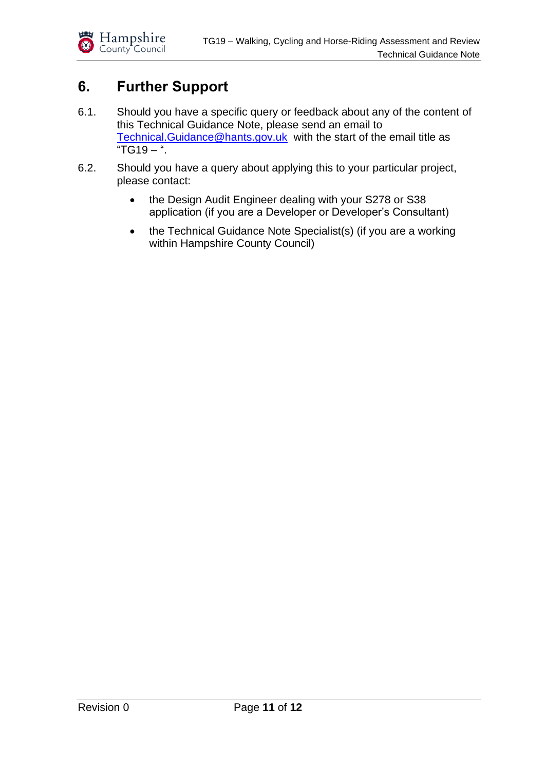# 6. Further Support

6.1. Should you have a specific query or feedback about any of the content of this Technical Guidance Note, please send an email to Technical.Guidance@hants.gov.uk with the start of the email title as "TG19 – ".

6.2. Should you have a query about applying this to your particular project, please contact:

- the Design Audit Engineer dealing with your S278 or S38 application (if you are a Developer or Developer's Consultant)
- the Technical Guidance Note Specialist(s) (if you are a working within Hampshire County Council)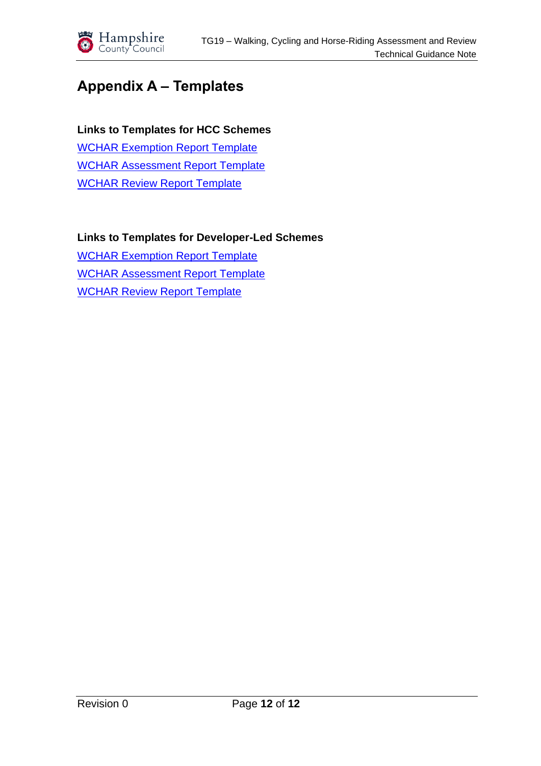# Appendix A – Templates

**Links to Templates for HCC Schemes**

WCHAR Exemption Report Template

WCHAR Assessment Report Template

WCHAR Review Report Template

**Links to Templates for Developer-Led Schemes**

WCHAR Exemption Report Template

WCHAR Assessment Report Template

WCHAR Review Report Template